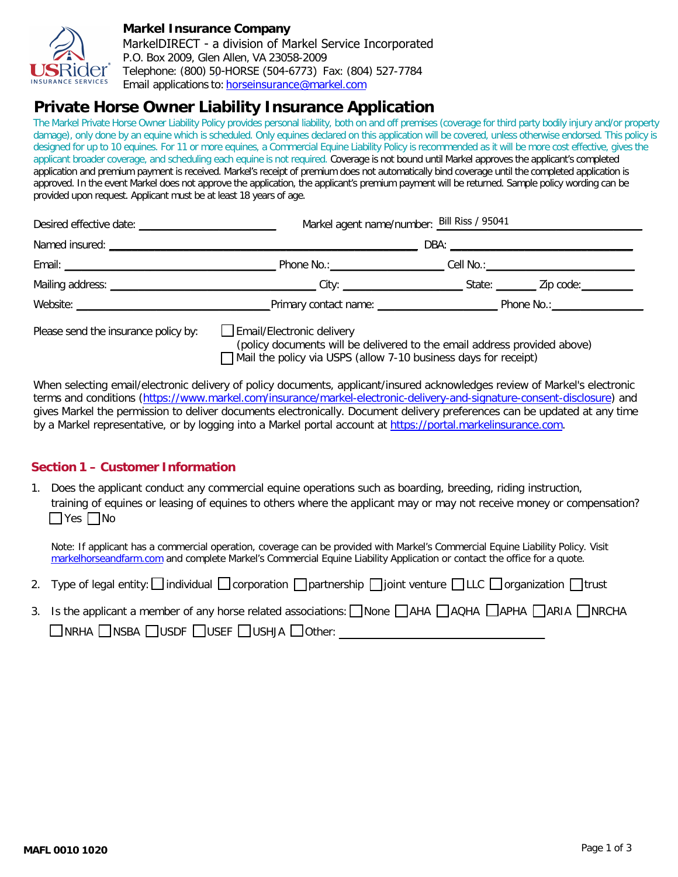**Markel Insurance Company**
MarkelDIRECT - a division of Markel Service Incorporated
P.O. Box 2009, Glen Allen, VA 23058-2009
Telephone: (800) 50-HORSE (504-6773) Fax: (804) 527-7784
Email applications to: horseinsurance@markel.com

# Private Horse Owner Liability Insurance Application

The Markel Private Horse Owner Liability Policy provides personal liability, both on and off premises (coverage for third party bodily injury and/or property damage), only done by an equine which is scheduled. Only equines declared on this application will be covered, unless otherwise endorsed. This policy is designed for up to 10 equines. For 11 or more equines, a Commercial Equine Liability Policy is recommended as it will be more cost effective, gives the applicant broader coverage, and scheduling each equine is not required. Coverage is not bound until Markel approves the applicant's completed application and premium payment is received. Markel's receipt of premium does not automatically bind coverage until the completed application is approved. In the event Markel does not approve the application, the applicant's premium payment will be returned. Sample policy wording can be provided upon request. Applicant must be at least 18 years of age.

Desired effective date: ____________________ Markel agent name/number: Bill Riss / 95041

Named insured: ________________________________ DBA: ____________________

Email: ____________________ Phone No.: ____________ Cell No.: ____________

Mailing address: ____________________ City: ____________ State: ______ Zip code: ________

Website: ____________________ Primary contact name: ____________ Phone No.: ____________

Please send the insurance policy by:
- ☐ Email/Electronic delivery (policy documents will be delivered to the email address provided above)
- ☐ Mail the policy via USPS (allow 7-10 business days for receipt)

When selecting email/electronic delivery of policy documents, applicant/insured acknowledges review of Markel's electronic terms and conditions (https://www.markel.com/insurance/markel-electronic-delivery-and-signature-consent-disclosure) and gives Markel the permission to deliver documents electronically. Document delivery preferences can be updated at any time by a Markel representative, or by logging into a Markel portal account at https://portal.markelinsurance.com.

## Section 1 – Customer Information

1. Does the applicant conduct any commercial equine operations such as boarding, breeding, riding instruction, training of equines or leasing of equines to others where the applicant may or may not receive money or compensation?
   ☐ Yes ☐ No

   Note: If applicant has a commercial operation, coverage can be provided with Markel's Commercial Equine Liability Policy. Visit markelhorseandfarm.com and complete Markel's Commercial Equine Liability Application or contact the office for a quote.

2. Type of legal entity: ☐ individual ☐ corporation ☐ partnership ☐ joint venture ☐ LLC ☐ organization ☐ trust

3. Is the applicant a member of any horse related associations: ☐ None ☐ AHA ☐ AQHA ☐ APHA ☐ ARIA ☐ NRCHA ☐ NRHA ☐ NSBA ☐ USDF ☐ USEF ☐ USHJA ☐ Other: ____________________

MAFL 0010 1020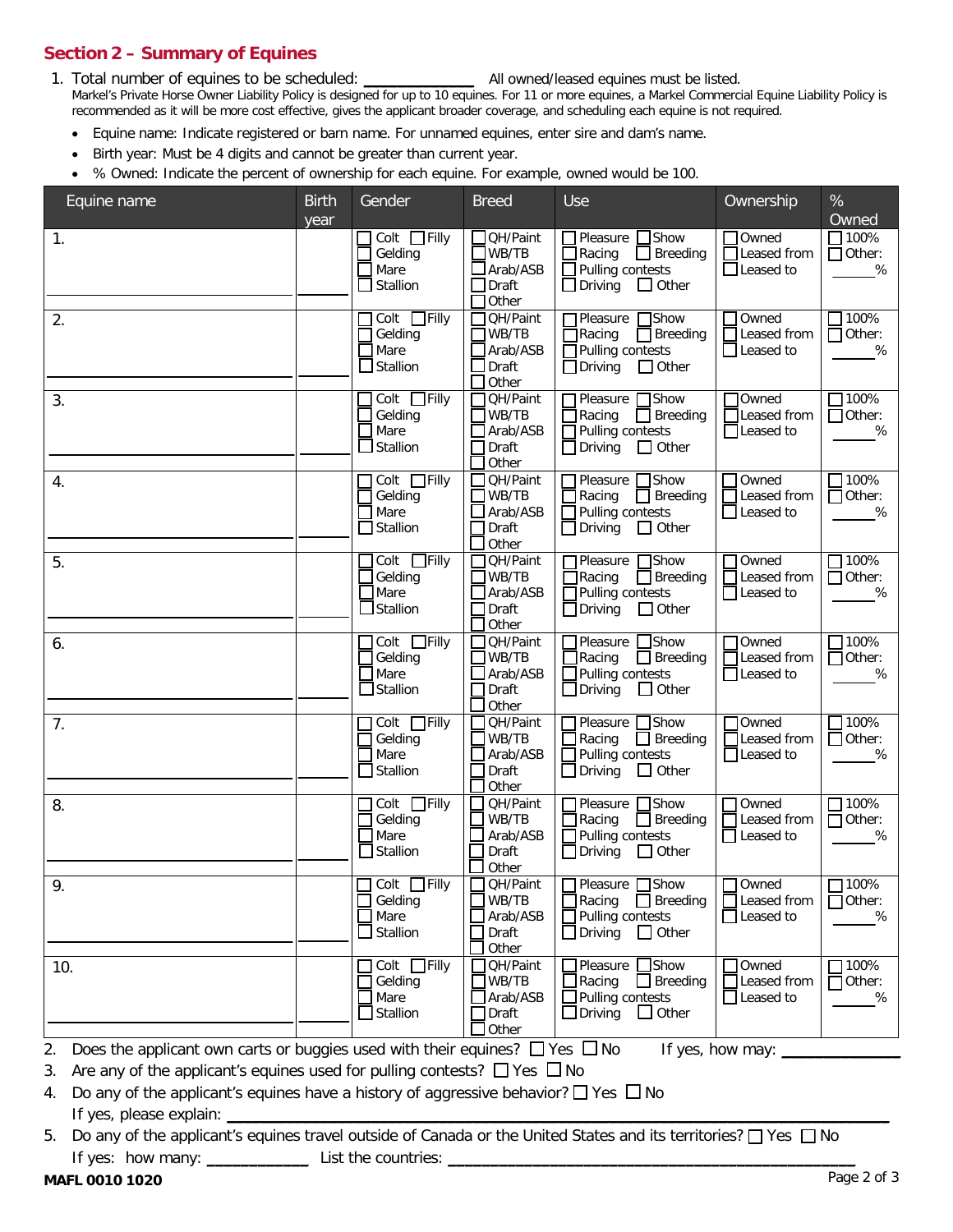## Section 2 – Summary of Equines

1. Total number of equines to be scheduled: ______________ All owned/leased equines must be listed.
   Markel's Private Horse Owner Liability Policy is designed for up to 10 equines. For 11 or more equines, a Markel Commercial Equine Liability Policy is recommended as it will be more cost effective, gives the applicant broader coverage, and scheduling each equine is not required.
   - Equine name: Indicate registered or barn name. For unnamed equines, enter sire and dam's name.
   - Birth year: Must be 4 digits and cannot be greater than current year.
   - % Owned: Indicate the percent of ownership for each equine. For example, owned would be 100.

| Equine name | Birth year | Gender | Breed | Use | Ownership | % Owned |
|---|---|---|---|---|---|---|
| 1. ______________ | ______ | ☐ Colt ☐ Filly ☐ Gelding ☐ Mare ☐ Stallion | ☐ QH/Paint ☐ WB/TB ☐ Arab/ASB ☐ Draft ☐ Other | ☐ Pleasure ☐ Show ☐ Racing ☐ Breeding ☐ Pulling contests ☐ Driving ☐ Other | ☐ Owned ☐ Leased from ☐ Leased to | ☐ 100% ☐ Other: ______% |
| 2. ______________ | ______ | ☐ Colt ☐ Filly ☐ Gelding ☐ Mare ☐ Stallion | ☐ QH/Paint ☐ WB/TB ☐ Arab/ASB ☐ Draft ☐ Other | ☐ Pleasure ☐ Show ☐ Racing ☐ Breeding ☐ Pulling contests ☐ Driving ☐ Other | ☐ Owned ☐ Leased from ☐ Leased to | ☐ 100% ☐ Other: ______% |
| 3. ______________ | ______ | ☐ Colt ☐ Filly ☐ Gelding ☐ Mare ☐ Stallion | ☐ QH/Paint ☐ WB/TB ☐ Arab/ASB ☐ Draft ☐ Other | ☐ Pleasure ☐ Show ☐ Racing ☐ Breeding ☐ Pulling contests ☐ Driving ☐ Other | ☐ Owned ☐ Leased from ☐ Leased to | ☐ 100% ☐ Other: ______% |
| 4. ______________ | ______ | ☐ Colt ☐ Filly ☐ Gelding ☐ Mare ☐ Stallion | ☐ QH/Paint ☐ WB/TB ☐ Arab/ASB ☐ Draft ☐ Other | ☐ Pleasure ☐ Show ☐ Racing ☐ Breeding ☐ Pulling contests ☐ Driving ☐ Other | ☐ Owned ☐ Leased from ☐ Leased to | ☐ 100% ☐ Other: ______% |
| 5. ______________ | ______ | ☐ Colt ☐ Filly ☐ Gelding ☐ Mare ☐ Stallion | ☐ QH/Paint ☐ WB/TB ☐ Arab/ASB ☐ Draft ☐ Other | ☐ Pleasure ☐ Show ☐ Racing ☐ Breeding ☐ Pulling contests ☐ Driving ☐ Other | ☐ Owned ☐ Leased from ☐ Leased to | ☐ 100% ☐ Other: ______% |
| 6. ______________ | ______ | ☐ Colt ☐ Filly ☐ Gelding ☐ Mare ☐ Stallion | ☐ QH/Paint ☐ WB/TB ☐ Arab/ASB ☐ Draft ☐ Other | ☐ Pleasure ☐ Show ☐ Racing ☐ Breeding ☐ Pulling contests ☐ Driving ☐ Other | ☐ Owned ☐ Leased from ☐ Leased to | ☐ 100% ☐ Other: ______% |
| 7. ______________ | ______ | ☐ Colt ☐ Filly ☐ Gelding ☐ Mare ☐ Stallion | ☐ QH/Paint ☐ WB/TB ☐ Arab/ASB ☐ Draft ☐ Other | ☐ Pleasure ☐ Show ☐ Racing ☐ Breeding ☐ Pulling contests ☐ Driving ☐ Other | ☐ Owned ☐ Leased from ☐ Leased to | ☐ 100% ☐ Other: ______% |
| 8. ______________ | ______ | ☐ Colt ☐ Filly ☐ Gelding ☐ Mare ☐ Stallion | ☐ QH/Paint ☐ WB/TB ☐ Arab/ASB ☐ Draft ☐ Other | ☐ Pleasure ☐ Show ☐ Racing ☐ Breeding ☐ Pulling contests ☐ Driving ☐ Other | ☐ Owned ☐ Leased from ☐ Leased to | ☐ 100% ☐ Other: ______% |
| 9. ______________ | ______ | ☐ Colt ☐ Filly ☐ Gelding ☐ Mare ☐ Stallion | ☐ QH/Paint ☐ WB/TB ☐ Arab/ASB ☐ Draft ☐ Other | ☐ Pleasure ☐ Show ☐ Racing ☐ Breeding ☐ Pulling contests ☐ Driving ☐ Other | ☐ Owned ☐ Leased from ☐ Leased to | ☐ 100% ☐ Other: ______% |
| 10. ______________ | ______ | ☐ Colt ☐ Filly ☐ Gelding ☐ Mare ☐ Stallion | ☐ QH/Paint ☐ WB/TB ☐ Arab/ASB ☐ Draft ☐ Other | ☐ Pleasure ☐ Show ☐ Racing ☐ Breeding ☐ Pulling contests ☐ Driving ☐ Other | ☐ Owned ☐ Leased from ☐ Leased to | ☐ 100% ☐ Other: ______% |

2. Does the applicant own carts or buggies used with their equines? ☐ Yes ☐ No If yes, how may: ______________
3. Are any of the applicant's equines used for pulling contests? ☐ Yes ☐ No
4. Do any of the applicant's equines have a history of aggressive behavior? ☐ Yes ☐ No
   If yes, please explain: ______________________________________________
5. Do any of the applicant's equines travel outside of Canada or the United States and its territories? ☐ Yes ☐ No
   If yes: how many: ____________ List the countries: ______________________________________________

MAFL 0010 1020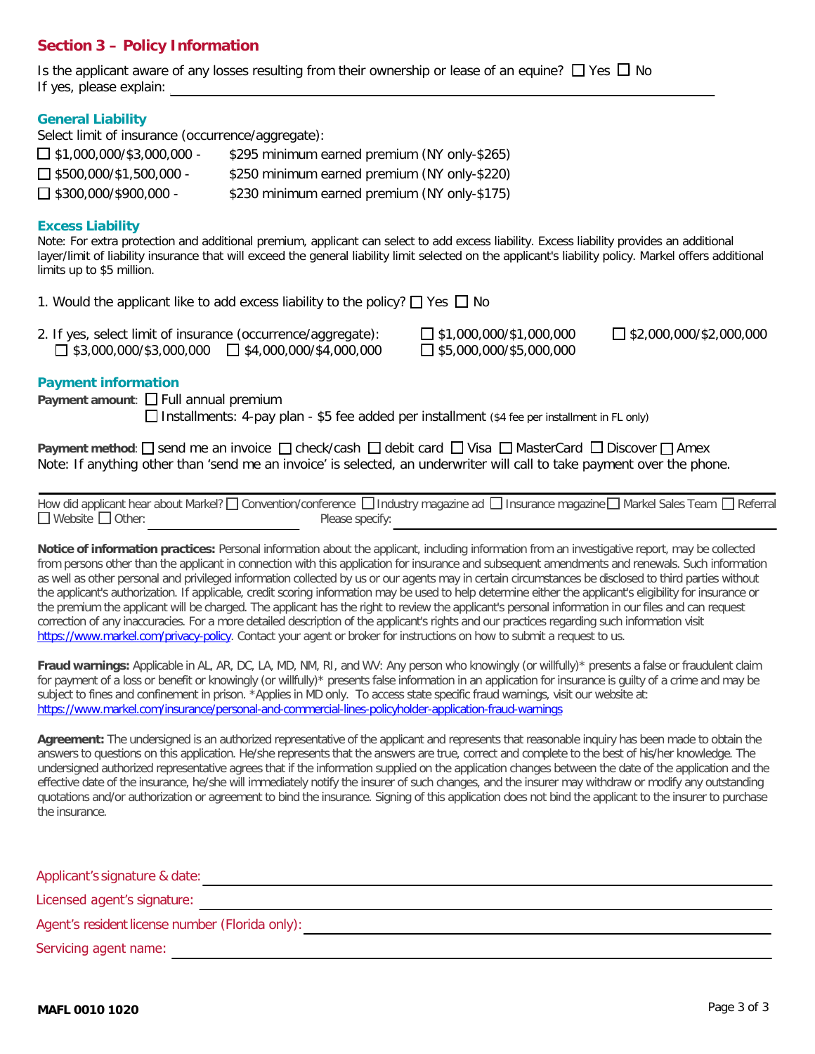## Section 3 – Policy Information

Is the applicant aware of any losses resulting from their ownership or lease of an equine? ☐ Yes ☐ No
If yes, please explain: ______________________________

### General Liability

Select limit of insurance (occurrence/aggregate):

☐ $1,000,000/$3,000,000 - $295 minimum earned premium (NY only-$265)
☐ $500,000/$1,500,000 - $250 minimum earned premium (NY only-$220)
☐ $300,000/$900,000 - $230 minimum earned premium (NY only-$175)

### Excess Liability

Note: For extra protection and additional premium, applicant can select to add excess liability. Excess liability provides an additional layer/limit of liability insurance that will exceed the general liability limit selected on the applicant's liability policy. Markel offers additional limits up to $5 million.

1. Would the applicant like to add excess liability to the policy? ☐ Yes ☐ No

2. If yes, select limit of insurance (occurrence/aggregate): ☐ $1,000,000/$1,000,000 ☐ $2,000,000/$2,000,000 ☐ $3,000,000/$3,000,000 ☐ $4,000,000/$4,000,000 ☐ $5,000,000/$5,000,000

### Payment information

**Payment amount**: ☐ Full annual premium
☐ Installments: 4-pay plan - $5 fee added per installment ($4 fee per installment in FL only)

**Payment method**: ☐ send me an invoice ☐ check/cash ☐ debit card ☐ Visa ☐ MasterCard ☐ Discover ☐ Amex
Note: If anything other than 'send me an invoice' is selected, an underwriter will call to take payment over the phone.

---

How did applicant hear about Markel? ☐ Convention/conference ☐ Industry magazine ad ☐ Insurance magazine ☐ Markel Sales Team ☐ Referral ☐ Website ☐ Other: ______________ Please specify: ______________________________

**Notice of information practices:** Personal information about the applicant, including information from an investigative report, may be collected from persons other than the applicant in connection with this application for insurance and subsequent amendments and renewals. Such information as well as other personal and privileged information collected by us or our agents may in certain circumstances be disclosed to third parties without the applicant's authorization. If applicable, credit scoring information may be used to help determine either the applicant's eligibility for insurance or the premium the applicant will be charged. The applicant has the right to review the applicant's personal information in our files and can request correction of any inaccuracies. For a more detailed description of the applicant's rights and our practices regarding such information visit https://www.markel.com/privacy-policy. Contact your agent or broker for instructions on how to submit a request to us.

**Fraud warnings:** Applicable in AL, AR, DC, LA, MD, NM, RI, and WV: Any person who knowingly (or willfully)* presents a false or fraudulent claim for payment of a loss or benefit or knowingly (or willfully)* presents false information in an application for insurance is guilty of a crime and may be subject to fines and confinement in prison. *Applies in MD only. To access state specific fraud warnings, visit our website at: https://www.markel.com/insurance/personal-and-commercial-lines-policyholder-application-fraud-warnings

**Agreement:** The undersigned is an authorized representative of the applicant and represents that reasonable inquiry has been made to obtain the answers to questions on this application. He/she represents that the answers are true, correct and complete to the best of his/her knowledge. The undersigned authorized representative agrees that if the information supplied on the application changes between the date of the application and the effective date of the insurance, he/she will immediately notify the insurer of such changes, and the insurer may withdraw or modify any outstanding quotations and/or authorization or agreement to bind the insurance. Signing of this application does not bind the applicant to the insurer to purchase the insurance.

Applicant's signature & date: ______________________________

Licensed agent's signature: ______________________________

Agent's resident license number (Florida only): ______________________________

Servicing agent name: ______________________________

**MAFL 0010 1020**